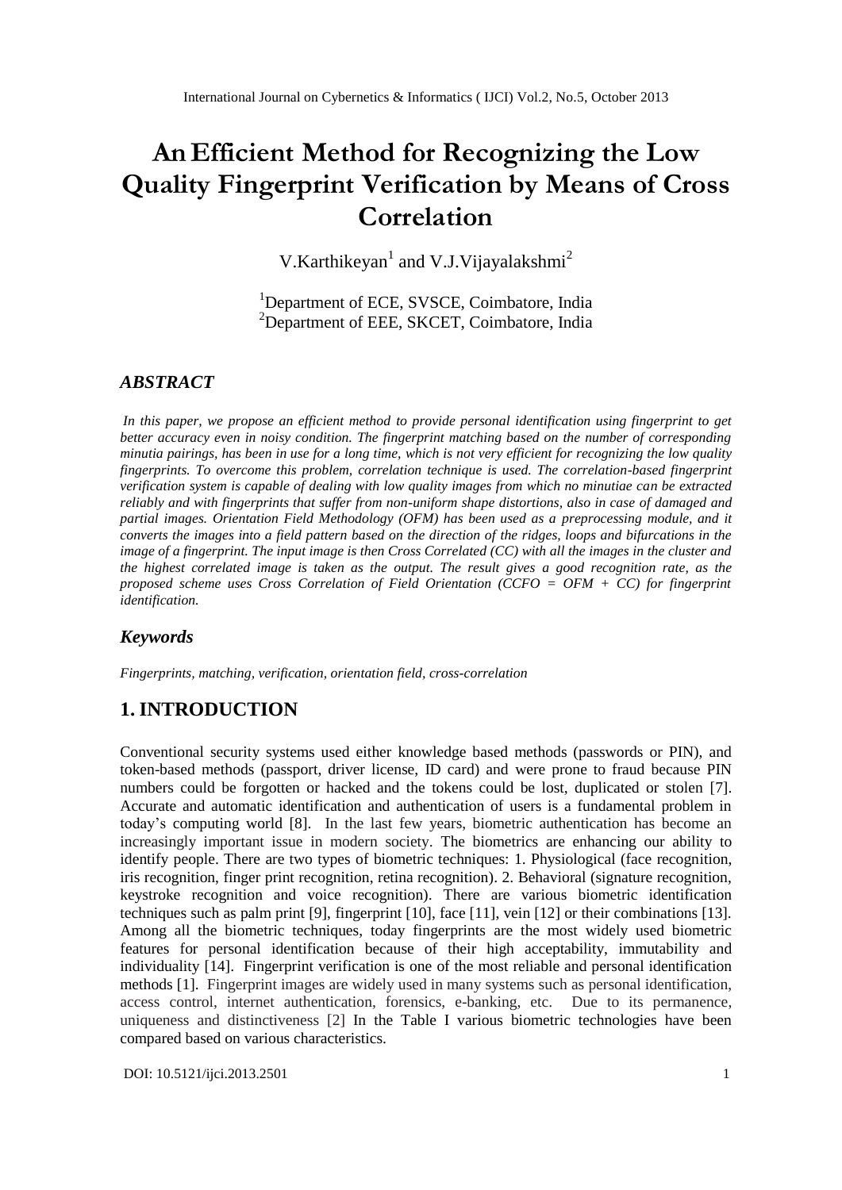# An Efficient Method for Recognizing the Low Quality Fingerprint Verification by Means of Cross Correlation

V.Karthikeyan[1] and V.J.Vijayalakshmi[2]

[1]Department of ECE, SVSCE, Coimbatore, India
[2]Department of EEE, SKCET, Coimbatore, India

## *ABSTRACT*

*In this paper, we propose an efficient method to provide personal identification using fingerprint to get better accuracy even in noisy condition. The fingerprint matching based on the number of corresponding minutia pairings, has been in use for a long time, which is not very efficient for recognizing the low quality fingerprints. To overcome this problem, correlation technique is used. The correlation-based fingerprint verification system is capable of dealing with low quality images from which no minutiae can be extracted reliably and with fingerprints that suffer from non-uniform shape distortions, also in case of damaged and partial images. Orientation Field Methodology (OFM) has been used as a preprocessing module, and it converts the images into a field pattern based on the direction of the ridges, loops and bifurcations in the image of a fingerprint. The input image is then Cross Correlated (CC) with all the images in the cluster and the highest correlated image is taken as the output. The result gives a good recognition rate, as the proposed scheme uses Cross Correlation of Field Orientation (CCFO = OFM + CC) for fingerprint identification.*

## *Keywords*

*Fingerprints, matching, verification, orientation field, cross-correlation*

## 1. INTRODUCTION

Conventional security systems used either knowledge based methods (passwords or PIN), and token-based methods (passport, driver license, ID card) and were prone to fraud because PIN numbers could be forgotten or hacked and the tokens could be lost, duplicated or stolen [7]. Accurate and automatic identification and authentication of users is a fundamental problem in today's computing world [8]. In the last few years, biometric authentication has become an increasingly important issue in modern society. The biometrics are enhancing our ability to identify people. There are two types of biometric techniques: 1. Physiological (face recognition, iris recognition, finger print recognition, retina recognition). 2. Behavioral (signature recognition, keystroke recognition and voice recognition). There are various biometric identification techniques such as palm print [9], fingerprint [10], face [11], vein [12] or their combinations [13]. Among all the biometric techniques, today fingerprints are the most widely used biometric features for personal identification because of their high acceptability, immutability and individuality [14]. Fingerprint verification is one of the most reliable and personal identification methods [1]. Fingerprint images are widely used in many systems such as personal identification, access control, internet authentication, forensics, e-banking, etc. Due to its permanence, uniqueness and distinctiveness [2] In the Table I various biometric technologies have been compared based on various characteristics.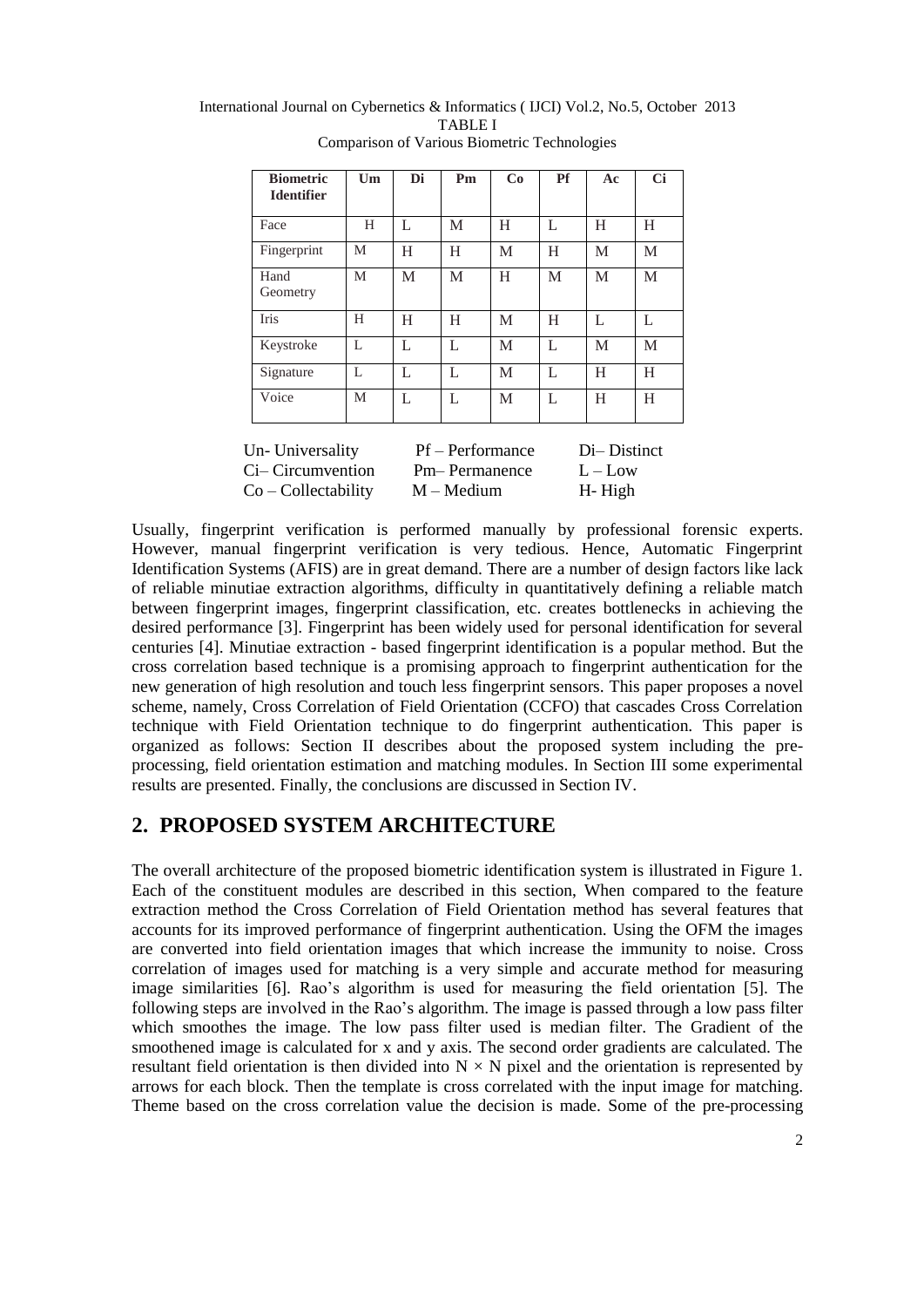TABLE I

Comparison of Various Biometric Technologies

| Biometric Identifier | Um | Di | Pm | Co | Pf | Ac | Ci |
|---|---|---|---|---|---|---|---|
| Face | H | L | M | H | L | H | H |
| Fingerprint | M | H | H | M | H | M | M |
| Hand Geometry | M | M | M | H | M | M | M |
| Iris | H | H | H | M | H | L | L |
| Keystroke | L | L | L | M | L | M | M |
| Signature | L | L | L | M | L | H | H |
| Voice | M | L | L | M | L | H | H |

Un- Universality　　Pf – Performance　　Di– Distinct
Ci– Circumvention　　Pm– Permanence　　L – Low
Co – Collectability　　M – Medium　　H- High

Usually, fingerprint verification is performed manually by professional forensic experts. However, manual fingerprint verification is very tedious. Hence, Automatic Fingerprint Identification Systems (AFIS) are in great demand. There are a number of design factors like lack of reliable minutiae extraction algorithms, difficulty in quantitatively defining a reliable match between fingerprint images, fingerprint classification, etc. creates bottlenecks in achieving the desired performance [3]. Fingerprint has been widely used for personal identification for several centuries [4]. Minutiae extraction - based fingerprint identification is a popular method. But the cross correlation based technique is a promising approach to fingerprint authentication for the new generation of high resolution and touch less fingerprint sensors. This paper proposes a novel scheme, namely, Cross Correlation of Field Orientation (CCFO) that cascades Cross Correlation technique with Field Orientation technique to do fingerprint authentication. This paper is organized as follows: Section II describes about the proposed system including the pre-processing, field orientation estimation and matching modules. In Section III some experimental results are presented. Finally, the conclusions are discussed in Section IV.

## 2. PROPOSED SYSTEM ARCHITECTURE

The overall architecture of the proposed biometric identification system is illustrated in Figure 1. Each of the constituent modules are described in this section, When compared to the feature extraction method the Cross Correlation of Field Orientation method has several features that accounts for its improved performance of fingerprint authentication. Using the OFM the images are converted into field orientation images that which increase the immunity to noise. Cross correlation of images used for matching is a very simple and accurate method for measuring image similarities [6]. Rao's algorithm is used for measuring the field orientation [5]. The following steps are involved in the Rao's algorithm. The image is passed through a low pass filter which smoothes the image. The low pass filter used is median filter. The Gradient of the smoothened image is calculated for x and y axis. The second order gradients are calculated. The resultant field orientation is then divided into $N \times N$ pixel and the orientation is represented by arrows for each block. Then the template is cross correlated with the input image for matching. Theme based on the cross correlation value the decision is made. Some of the pre-processing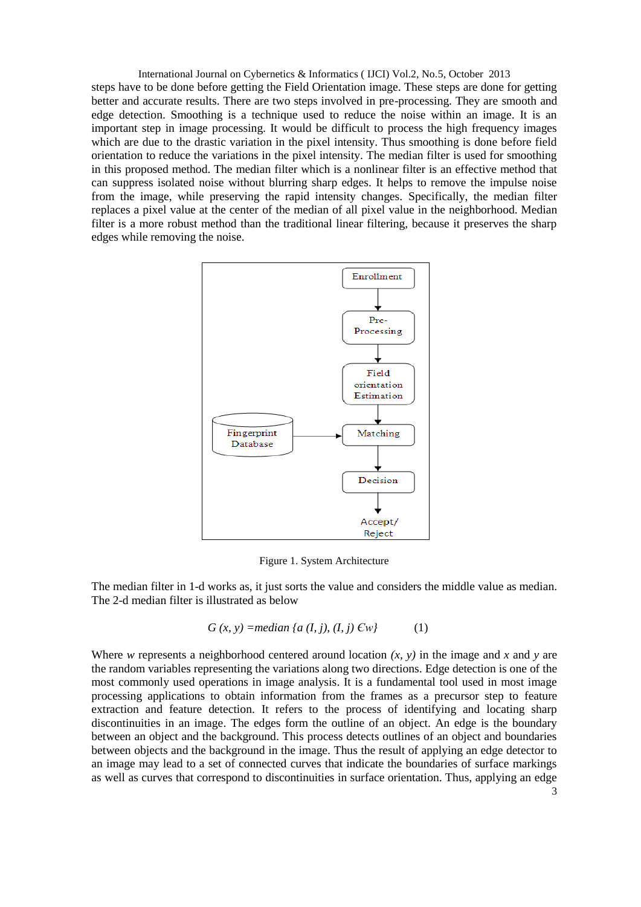steps have to be done before getting the Field Orientation image. These steps are done for getting better and accurate results. There are two steps involved in pre-processing. They are smooth and edge detection. Smoothing is a technique used to reduce the noise within an image. It is an important step in image processing. It would be difficult to process the high frequency images which are due to the drastic variation in the pixel intensity. Thus smoothing is done before field orientation to reduce the variations in the pixel intensity. The median filter is used for smoothing in this proposed method. The median filter which is a nonlinear filter is an effective method that can suppress isolated noise without blurring sharp edges. It helps to remove the impulse noise from the image, while preserving the rapid intensity changes. Specifically, the median filter replaces a pixel value at the center of the median of all pixel value in the neighborhood. Median filter is a more robust method than the traditional linear filtering, because it preserves the sharp edges while removing the noise.

Enrollment

Pre-Processing

Field orientation Estimation

Fingerprint Database

Matching

Decision

Accept/ Reject

Figure 1. System Architecture

The median filter in 1-d works as, it just sorts the value and considers the middle value as median. The 2-d median filter is illustrated as below

$$G(x, y) = median\ \{a(I, j), (I, j) \in w\} \qquad (1)$$

Where $w$ represents a neighborhood centered around location $(x, y)$ in the image and $x$ and $y$ are the random variables representing the variations along two directions. Edge detection is one of the most commonly used operations in image analysis. It is a fundamental tool used in most image processing applications to obtain information from the frames as a precursor step to feature extraction and feature detection. It refers to the process of identifying and locating sharp discontinuities in an image. The edges form the outline of an object. An edge is the boundary between an object and the background. This process detects outlines of an object and boundaries between objects and the background in the image. Thus the result of applying an edge detector to an image may lead to a set of connected curves that indicate the boundaries of surface markings as well as curves that correspond to discontinuities in surface orientation. Thus, applying an edge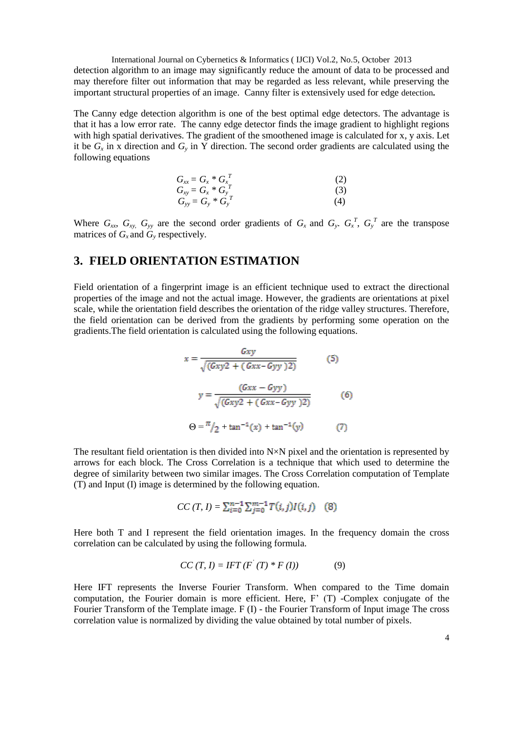detection algorithm to an image may significantly reduce the amount of data to be processed and may therefore filter out information that may be regarded as less relevant, while preserving the important structural properties of an image. Canny filter is extensively used for edge detection**.**

The Canny edge detection algorithm is one of the best optimal edge detectors. The advantage is that it has a low error rate. The canny edge detector finds the image gradient to highlight regions with high spatial derivatives. The gradient of the smoothened image is calculated for x, y axis. Let it be $G_x$ in x direction and $G_y$ in Y direction. The second order gradients are calculated using the following equations

$$G_{xx} = G_x * G_x^T \qquad (2)$$

$$G_{xy} = G_x * G_y^T \qquad (3)$$

$$G_{yy} = G_y * G_y^T \qquad (4)$$

Where $G_{xx}$, $G_{xy}$, $G_{yy}$ are the second order gradients of $G_x$ and $G_y$. $G_x^T$, $G_y^T$ are the transpose matrices of $G_x$ and $G_y$ respectively.

## 3. FIELD ORIENTATION ESTIMATION

Field orientation of a fingerprint image is an efficient technique used to extract the directional properties of the image and not the actual image. However, the gradients are orientations at pixel scale, while the orientation field describes the orientation of the ridge valley structures. Therefore, the field orientation can be derived from the gradients by performing some operation on the gradients.The field orientation is calculated using the following equations.

$$x = \frac{Gxy}{\sqrt{(Gxy2 + (Gxx - Gyy)2)}} \qquad (5)$$

$$y = \frac{(Gxx - Gyy)}{\sqrt{(Gxy2 + (Gxx - Gyy)2)}} \qquad (6)$$

$$\Theta = \pi/2 + \tan^{-1}(x) + \tan^{-1}(y) \qquad (7)$$

The resultant field orientation is then divided into N×N pixel and the orientation is represented by arrows for each block. The Cross Correlation is a technique that which used to determine the degree of similarity between two similar images. The Cross Correlation computation of Template (T) and Input (I) image is determined by the following equation.

$$CC\,(T, I) = \sum_{i=0}^{n-1}\sum_{j=0}^{m-1} T(i,j)I(i,j) \qquad (8)$$

Here both T and I represent the field orientation images. In the frequency domain the cross correlation can be calculated by using the following formula.

$$CC\,(T, I) = IFT\,(F^{'}(T) * F(I)) \qquad (9)$$

Here IFT represents the Inverse Fourier Transform. When compared to the Time domain computation, the Fourier domain is more efficient. Here, F' (T) -Complex conjugate of the Fourier Transform of the Template image. F (I) - the Fourier Transform of Input image The cross correlation value is normalized by dividing the value obtained by total number of pixels.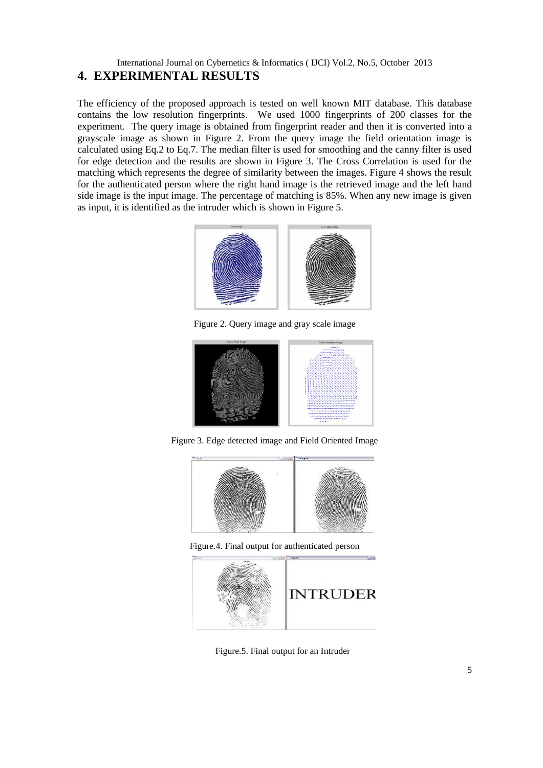## 4. EXPERIMENTAL RESULTS

The efficiency of the proposed approach is tested on well known MIT database. This database contains the low resolution fingerprints. We used 1000 fingerprints of 200 classes for the experiment. The query image is obtained from fingerprint reader and then it is converted into a grayscale image as shown in Figure 2. From the query image the field orientation image is calculated using Eq.2 to Eq.7. The median filter is used for smoothing and the canny filter is used for edge detection and the results are shown in Figure 3. The Cross Correlation is used for the matching which represents the degree of similarity between the images. Figure 4 shows the result for the authenticated person where the right hand image is the retrieved image and the left hand side image is the input image. The percentage of matching is 85%. When any new image is given as input, it is identified as the intruder which is shown in Figure 5.

Figure 2. Query image and gray scale image

Figure 3. Edge detected image and Field Oriented Image

Figure.4. Final output for authenticated person

Figure.5. Final output for an Intruder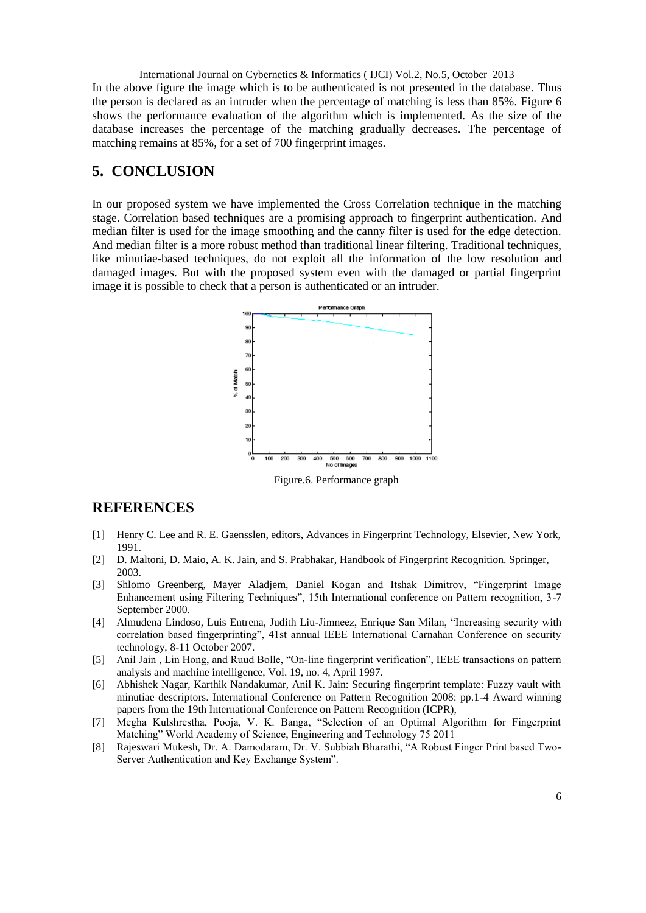In the above figure the image which is to be authenticated is not presented in the database. Thus the person is declared as an intruder when the percentage of matching is less than 85%. Figure 6 shows the performance evaluation of the algorithm which is implemented. As the size of the database increases the percentage of the matching gradually decreases. The percentage of matching remains at 85%, for a set of 700 fingerprint images.

## 5. CONCLUSION

In our proposed system we have implemented the Cross Correlation technique in the matching stage. Correlation based techniques are a promising approach to fingerprint authentication. And median filter is used for the image smoothing and the canny filter is used for the edge detection. And median filter is a more robust method than traditional linear filtering. Traditional techniques, like minutiae-based techniques, do not exploit all the information of the low resolution and damaged images. But with the proposed system even with the damaged or partial fingerprint image it is possible to check that a person is authenticated or an intruder.

Figure.6. Performance graph

## REFERENCES

[1] Henry C. Lee and R. E. Gaensslen, editors, Advances in Fingerprint Technology, Elsevier, New York, 1991.

[2] D. Maltoni, D. Maio, A. K. Jain, and S. Prabhakar, Handbook of Fingerprint Recognition. Springer, 2003.

[3] Shlomo Greenberg, Mayer Aladjem, Daniel Kogan and Itshak Dimitrov, "Fingerprint Image Enhancement using Filtering Techniques", 15th International conference on Pattern recognition, 3-7 September 2000.

[4] Almudena Lindoso, Luis Entrena, Judith Liu-Jimneez, Enrique San Milan, "Increasing security with correlation based fingerprinting", 41st annual IEEE International Carnahan Conference on security technology, 8-11 October 2007.

[5] Anil Jain , Lin Hong, and Ruud Bolle, "On-line fingerprint verification", IEEE transactions on pattern analysis and machine intelligence, Vol. 19, no. 4, April 1997.

[6] Abhishek Nagar, Karthik Nandakumar, Anil K. Jain: Securing fingerprint template: Fuzzy vault with minutiae descriptors. International Conference on Pattern Recognition 2008: pp.1-4 Award winning papers from the 19th International Conference on Pattern Recognition (ICPR),

[7] Megha Kulshrestha, Pooja, V. K. Banga, "Selection of an Optimal Algorithm for Fingerprint Matching" World Academy of Science, Engineering and Technology 75 2011

[8] Rajeswari Mukesh, Dr. A. Damodaram, Dr. V. Subbiah Bharathi, "A Robust Finger Print based Two-Server Authentication and Key Exchange System".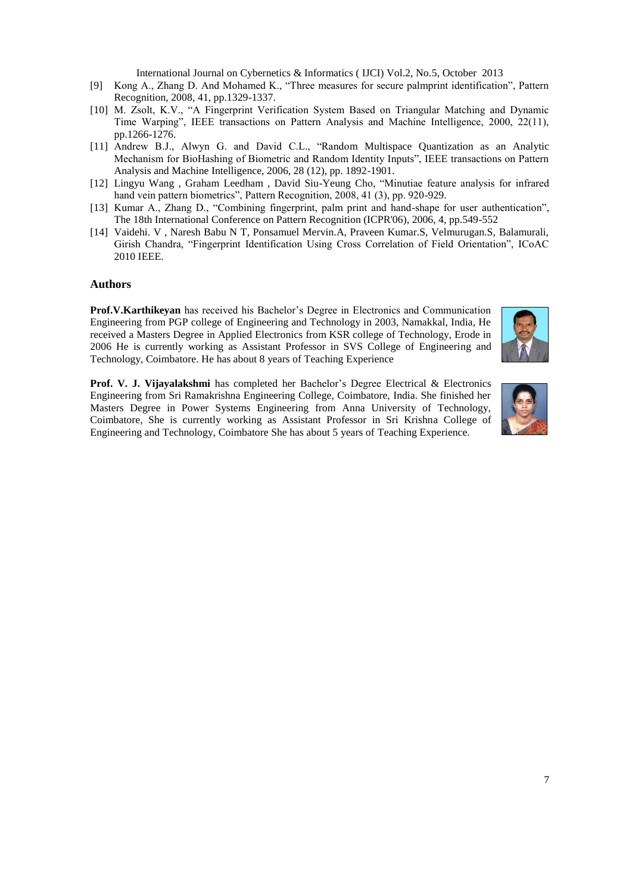[9] Kong A., Zhang D. And Mohamed K., "Three measures for secure palmprint identification", Pattern Recognition, 2008, 41, pp.1329-1337.

[10] M. Zsolt, K.V., "A Fingerprint Verification System Based on Triangular Matching and Dynamic Time Warping", IEEE transactions on Pattern Analysis and Machine Intelligence, 2000, 22(11), pp.1266-1276.

[11] Andrew B.J., Alwyn G. and David C.L., "Random Multispace Quantization as an Analytic Mechanism for BioHashing of Biometric and Random Identity Inputs", IEEE transactions on Pattern Analysis and Machine Intelligence, 2006, 28 (12), pp. 1892-1901.

[12] Lingyu Wang , Graham Leedham , David Siu-Yeung Cho, "Minutiae feature analysis for infrared hand vein pattern biometrics", Pattern Recognition, 2008, 41 (3), pp. 920-929.

[13] Kumar A., Zhang D., "Combining fingerprint, palm print and hand-shape for user authentication", The 18th International Conference on Pattern Recognition (ICPR'06), 2006, 4, pp.549-552

[14] Vaidehi. V , Naresh Babu N T, Ponsamuel Mervin.A, Praveen Kumar.S, Velmurugan.S, Balamurali, Girish Chandra, "Fingerprint Identification Using Cross Correlation of Field Orientation", ICoAC 2010 IEEE.

## Authors

**Prof.V.Karthikeyan** has received his Bachelor's Degree in Electronics and Communication Engineering from PGP college of Engineering and Technology in 2003, Namakkal, India, He received a Masters Degree in Applied Electronics from KSR college of Technology, Erode in 2006 He is currently working as Assistant Professor in SVS College of Engineering and Technology, Coimbatore. He has about 8 years of Teaching Experience

**Prof. V. J. Vijayalakshmi** has completed her Bachelor's Degree Electrical & Electronics Engineering from Sri Ramakrishna Engineering College, Coimbatore, India. She finished her Masters Degree in Power Systems Engineering from Anna University of Technology, Coimbatore, She is currently working as Assistant Professor in Sri Krishna College of Engineering and Technology, Coimbatore She has about 5 years of Teaching Experience.